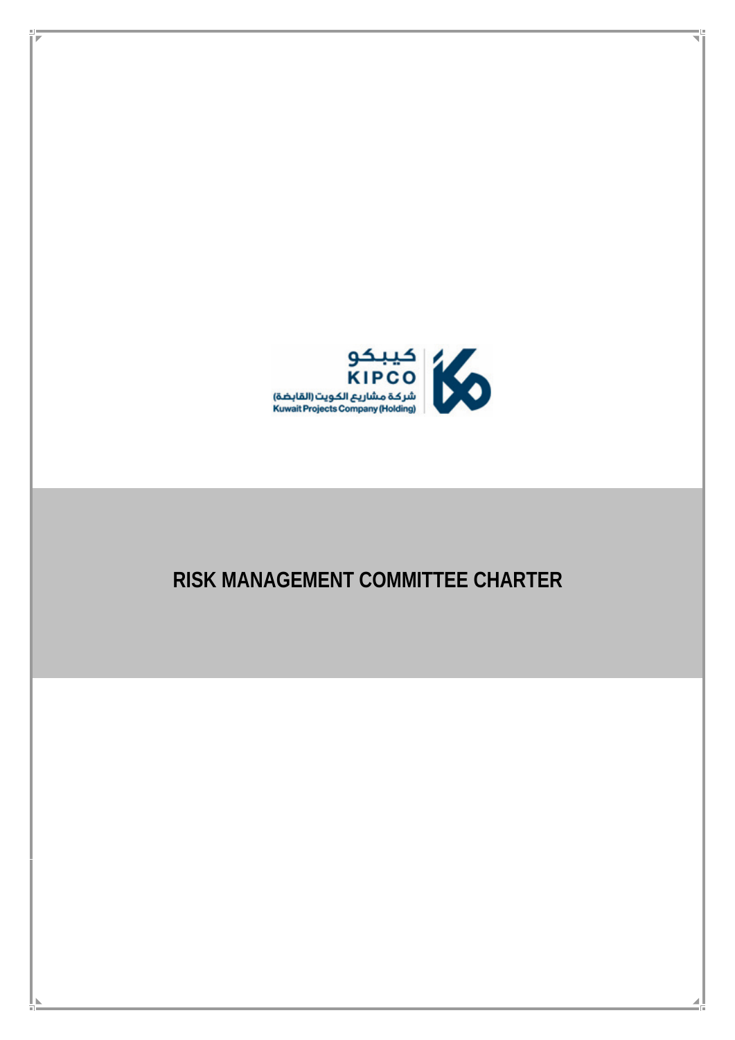كيبكو
KIPCO
شركة مشاريع الكويت (القابضة)
Kuwait Projects Company (Holding)

# RISK MANAGEMENT COMMITTEE CHARTER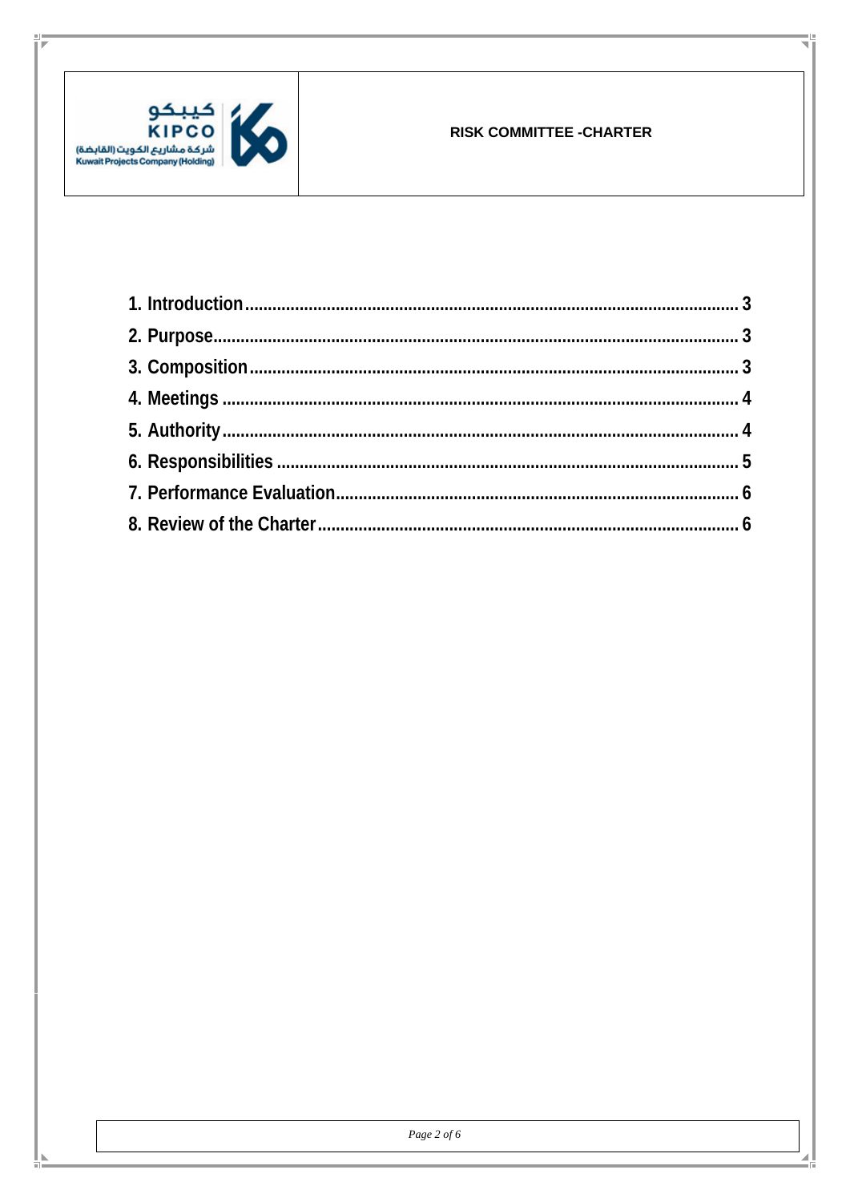1. Introduction ........................................................................................................ 3
2. Purpose ................................................................................................................ 3
3. Composition ........................................................................................................ 3
4. Meetings .............................................................................................................. 4
5. Authority .............................................................................................................. 4
6. Responsibilities ................................................................................................... 5
7. Performance Evaluation ..................................................................................... 6
8. Review of the Charter .......................................................................................... 6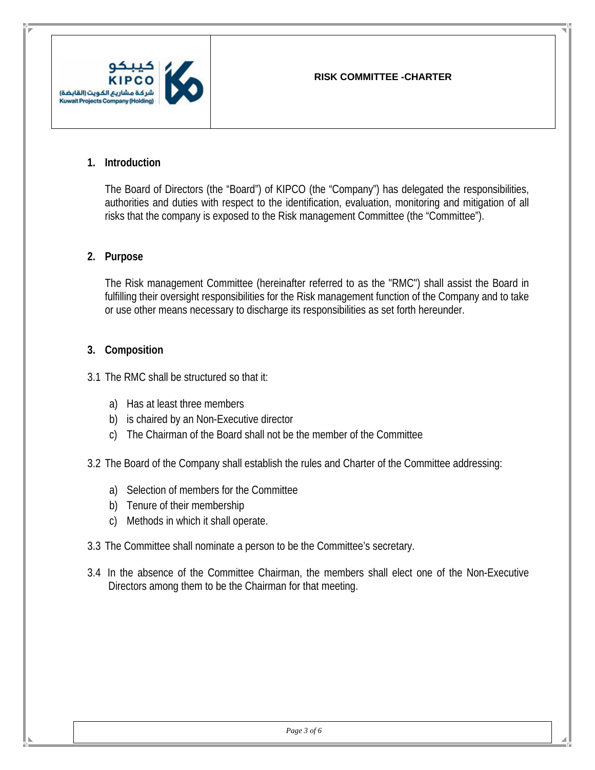## 1. Introduction

The Board of Directors (the "Board") of KIPCO (the "Company") has delegated the responsibilities, authorities and duties with respect to the identification, evaluation, monitoring and mitigation of all risks that the company is exposed to the Risk management Committee (the "Committee").

## 2. Purpose

The Risk management Committee (hereinafter referred to as the "RMC") shall assist the Board in fulfilling their oversight responsibilities for the Risk management function of the Company and to take or use other means necessary to discharge its responsibilities as set forth hereunder.

## 3. Composition

3.1 The RMC shall be structured so that it:

a) Has at least three members
b) is chaired by an Non-Executive director
c) The Chairman of the Board shall not be the member of the Committee

3.2 The Board of the Company shall establish the rules and Charter of the Committee addressing:

a) Selection of members for the Committee
b) Tenure of their membership
c) Methods in which it shall operate.

3.3 The Committee shall nominate a person to be the Committee's secretary.

3.4 In the absence of the Committee Chairman, the members shall elect one of the Non-Executive Directors among them to be the Chairman for that meeting.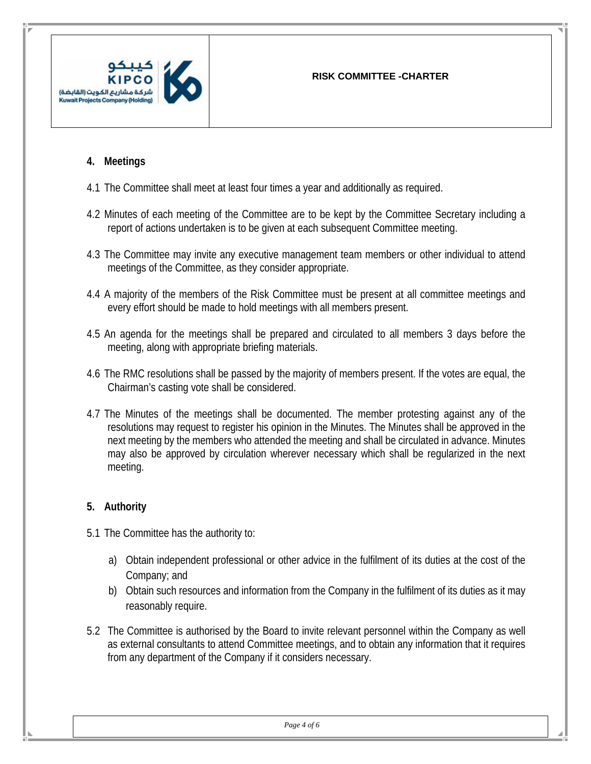## 4. Meetings

4.1 The Committee shall meet at least four times a year and additionally as required.

4.2 Minutes of each meeting of the Committee are to be kept by the Committee Secretary including a report of actions undertaken is to be given at each subsequent Committee meeting.

4.3 The Committee may invite any executive management team members or other individual to attend meetings of the Committee, as they consider appropriate.

4.4 A majority of the members of the Risk Committee must be present at all committee meetings and every effort should be made to hold meetings with all members present.

4.5 An agenda for the meetings shall be prepared and circulated to all members 3 days before the meeting, along with appropriate briefing materials.

4.6 The RMC resolutions shall be passed by the majority of members present. If the votes are equal, the Chairman's casting vote shall be considered.

4.7 The Minutes of the meetings shall be documented. The member protesting against any of the resolutions may request to register his opinion in the Minutes. The Minutes shall be approved in the next meeting by the members who attended the meeting and shall be circulated in advance. Minutes may also be approved by circulation wherever necessary which shall be regularized in the next meeting.

## 5. Authority

5.1 The Committee has the authority to:

a) Obtain independent professional or other advice in the fulfilment of its duties at the cost of the Company; and
b) Obtain such resources and information from the Company in the fulfilment of its duties as it may reasonably require.

5.2 The Committee is authorised by the Board to invite relevant personnel within the Company as well as external consultants to attend Committee meetings, and to obtain any information that it requires from any department of the Company if it considers necessary.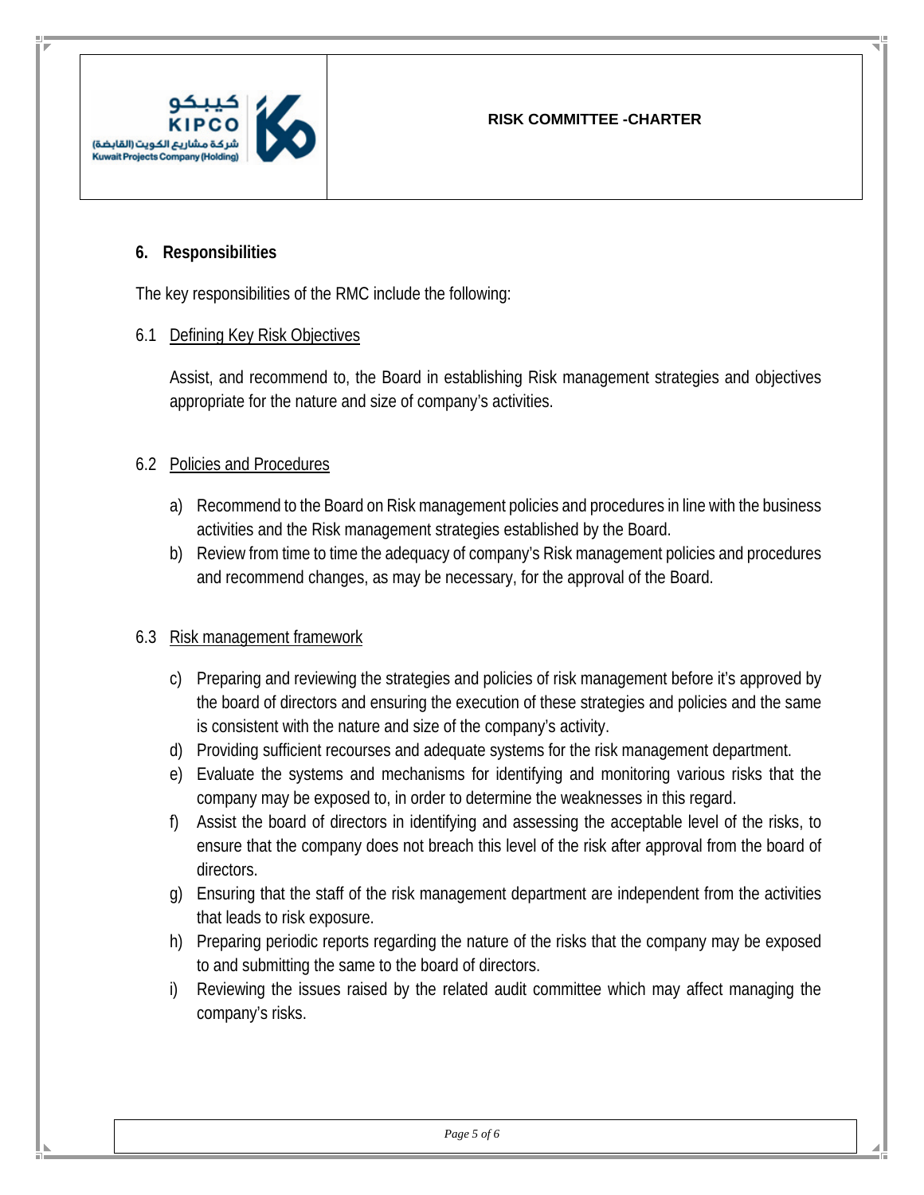## 6. Responsibilities

The key responsibilities of the RMC include the following:

### 6.1 Defining Key Risk Objectives

Assist, and recommend to, the Board in establishing Risk management strategies and objectives appropriate for the nature and size of company's activities.

### 6.2 Policies and Procedures

a) Recommend to the Board on Risk management policies and procedures in line with the business activities and the Risk management strategies established by the Board.
b) Review from time to time the adequacy of company's Risk management policies and procedures and recommend changes, as may be necessary, for the approval of the Board.

### 6.3 Risk management framework

c) Preparing and reviewing the strategies and policies of risk management before it's approved by the board of directors and ensuring the execution of these strategies and policies and the same is consistent with the nature and size of the company's activity.
d) Providing sufficient recourses and adequate systems for the risk management department.
e) Evaluate the systems and mechanisms for identifying and monitoring various risks that the company may be exposed to, in order to determine the weaknesses in this regard.
f) Assist the board of directors in identifying and assessing the acceptable level of the risks, to ensure that the company does not breach this level of the risk after approval from the board of directors.
g) Ensuring that the staff of the risk management department are independent from the activities that leads to risk exposure.
h) Preparing periodic reports regarding the nature of the risks that the company may be exposed to and submitting the same to the board of directors.
i) Reviewing the issues raised by the related audit committee which may affect managing the company's risks.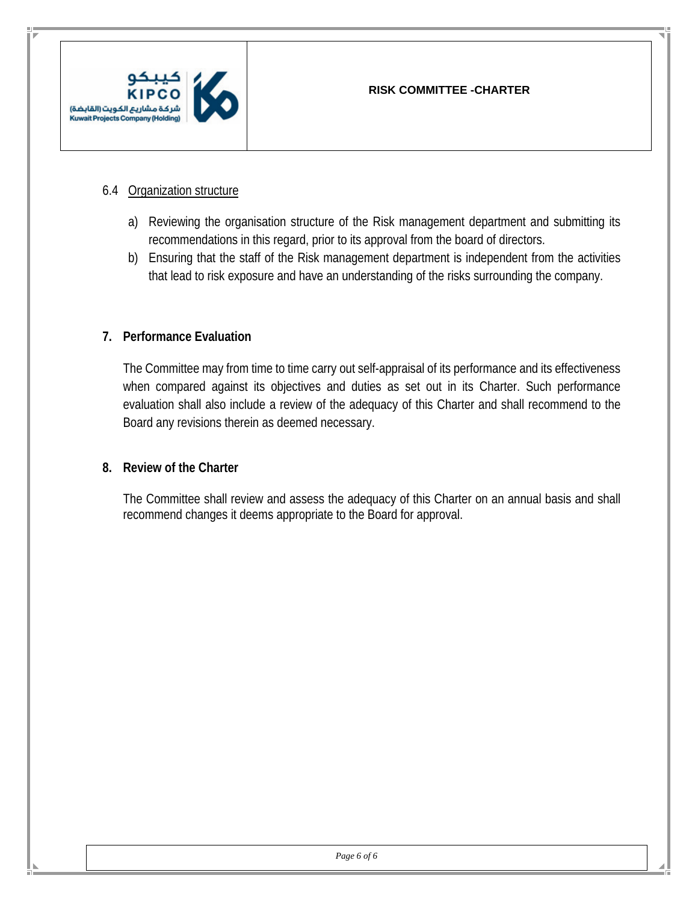### 6.4 Organization structure

a) Reviewing the organisation structure of the Risk management department and submitting its recommendations in this regard, prior to its approval from the board of directors.

b) Ensuring that the staff of the Risk management department is independent from the activities that lead to risk exposure and have an understanding of the risks surrounding the company.

## 7. Performance Evaluation

The Committee may from time to time carry out self-appraisal of its performance and its effectiveness when compared against its objectives and duties as set out in its Charter. Such performance evaluation shall also include a review of the adequacy of this Charter and shall recommend to the Board any revisions therein as deemed necessary.

## 8. Review of the Charter

The Committee shall review and assess the adequacy of this Charter on an annual basis and shall recommend changes it deems appropriate to the Board for approval.